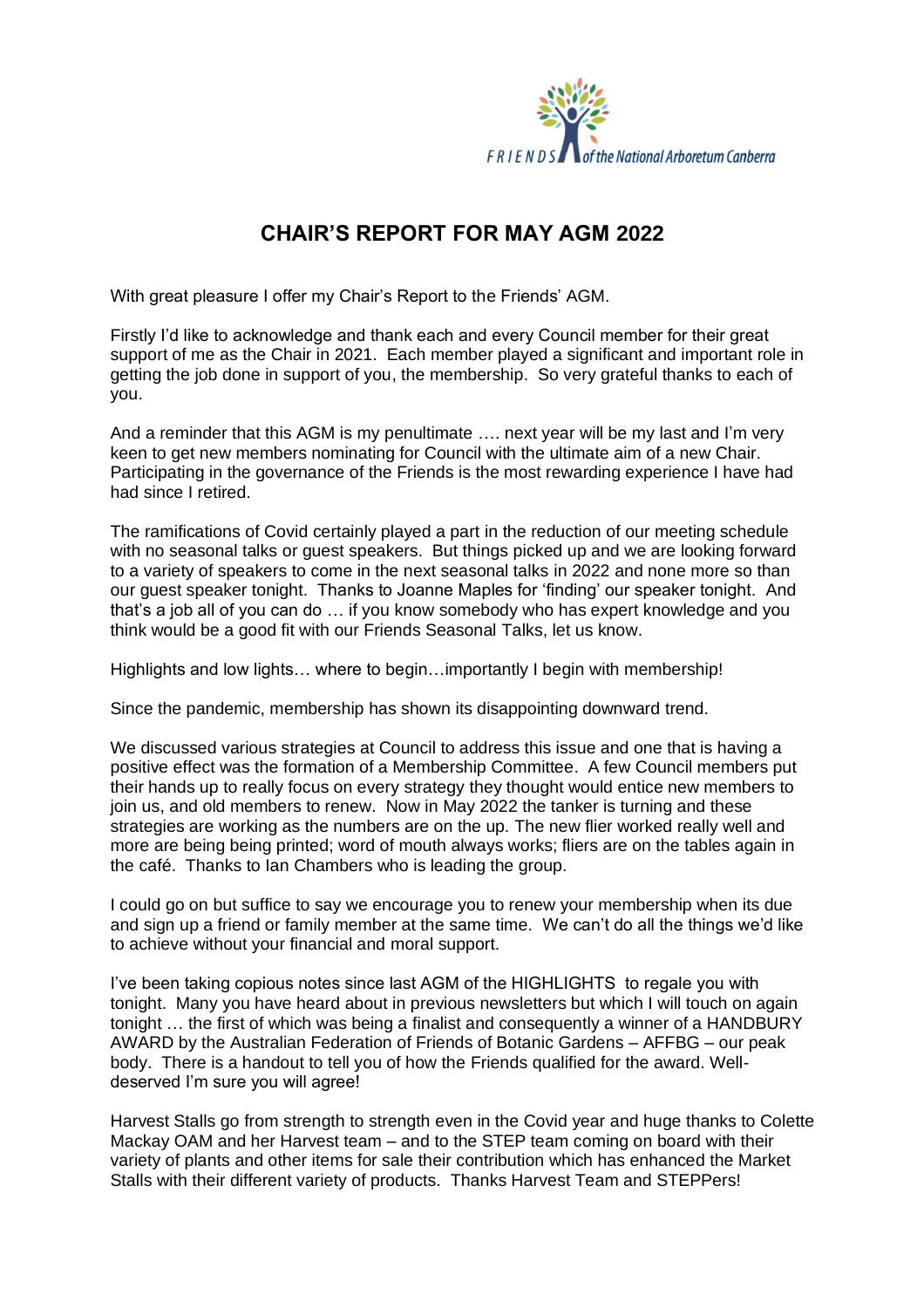# CHAIR'S REPORT FOR MAY AGM 2022

With great pleasure I offer my Chair's Report to the Friends' AGM.

Firstly I'd like to acknowledge and thank each and every Council member for their great support of me as the Chair in 2021. Each member played a significant and important role in getting the job done in support of you, the membership. So very grateful thanks to each of you.

And a reminder that this AGM is my penultimate …. next year will be my last and I'm very keen to get new members nominating for Council with the ultimate aim of a new Chair. Participating in the governance of the Friends is the most rewarding experience I have had had since I retired.

The ramifications of Covid certainly played a part in the reduction of our meeting schedule with no seasonal talks or guest speakers. But things picked up and we are looking forward to a variety of speakers to come in the next seasonal talks in 2022 and none more so than our guest speaker tonight. Thanks to Joanne Maples for 'finding' our speaker tonight. And that's a job all of you can do … if you know somebody who has expert knowledge and you think would be a good fit with our Friends Seasonal Talks, let us know.

Highlights and low lights… where to begin…importantly I begin with membership!

Since the pandemic, membership has shown its disappointing downward trend.

We discussed various strategies at Council to address this issue and one that is having a positive effect was the formation of a Membership Committee. A few Council members put their hands up to really focus on every strategy they thought would entice new members to join us, and old members to renew. Now in May 2022 the tanker is turning and these strategies are working as the numbers are on the up. The new flier worked really well and more are being being printed; word of mouth always works; fliers are on the tables again in the café. Thanks to Ian Chambers who is leading the group.

I could go on but suffice to say we encourage you to renew your membership when its due and sign up a friend or family member at the same time. We can't do all the things we'd like to achieve without your financial and moral support.

I've been taking copious notes since last AGM of the HIGHLIGHTS to regale you with tonight. Many you have heard about in previous newsletters but which I will touch on again tonight … the first of which was being a finalist and consequently a winner of a HANDBURY AWARD by the Australian Federation of Friends of Botanic Gardens – AFFBG – our peak body. There is a handout to tell you of how the Friends qualified for the award. Well-deserved I'm sure you will agree!

Harvest Stalls go from strength to strength even in the Covid year and huge thanks to Colette Mackay OAM and her Harvest team – and to the STEP team coming on board with their variety of plants and other items for sale their contribution which has enhanced the Market Stalls with their different variety of products. Thanks Harvest Team and STEPPers!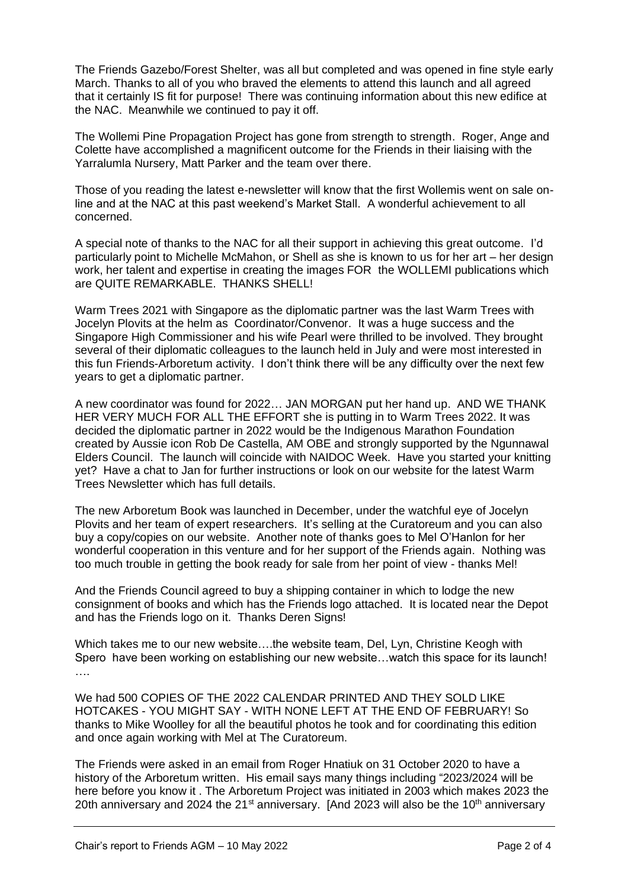The Friends Gazebo/Forest Shelter, was all but completed and was opened in fine style early March. Thanks to all of you who braved the elements to attend this launch and all agreed that it certainly IS fit for purpose! There was continuing information about this new edifice at the NAC. Meanwhile we continued to pay it off.

The Wollemi Pine Propagation Project has gone from strength to strength. Roger, Ange and Colette have accomplished a magnificent outcome for the Friends in their liaising with the Yarralumla Nursery, Matt Parker and the team over there.

Those of you reading the latest e-newsletter will know that the first Wollemis went on sale on-line and at the NAC at this past weekend's Market Stall. A wonderful achievement to all concerned.

A special note of thanks to the NAC for all their support in achieving this great outcome. I'd particularly point to Michelle McMahon, or Shell as she is known to us for her art – her design work, her talent and expertise in creating the images FOR the WOLLEMI publications which are QUITE REMARKABLE. THANKS SHELL!

Warm Trees 2021 with Singapore as the diplomatic partner was the last Warm Trees with Jocelyn Plovits at the helm as Coordinator/Convenor. It was a huge success and the Singapore High Commissioner and his wife Pearl were thrilled to be involved. They brought several of their diplomatic colleagues to the launch held in July and were most interested in this fun Friends-Arboretum activity. I don't think there will be any difficulty over the next few years to get a diplomatic partner.

A new coordinator was found for 2022… JAN MORGAN put her hand up. AND WE THANK HER VERY MUCH FOR ALL THE EFFORT she is putting in to Warm Trees 2022. It was decided the diplomatic partner in 2022 would be the Indigenous Marathon Foundation created by Aussie icon Rob De Castella, AM OBE and strongly supported by the Ngunnawal Elders Council. The launch will coincide with NAIDOC Week. Have you started your knitting yet? Have a chat to Jan for further instructions or look on our website for the latest Warm Trees Newsletter which has full details.

The new Arboretum Book was launched in December, under the watchful eye of Jocelyn Plovits and her team of expert researchers. It's selling at the Curatoreum and you can also buy a copy/copies on our website. Another note of thanks goes to Mel O'Hanlon for her wonderful cooperation in this venture and for her support of the Friends again. Nothing was too much trouble in getting the book ready for sale from her point of view - thanks Mel!

And the Friends Council agreed to buy a shipping container in which to lodge the new consignment of books and which has the Friends logo attached. It is located near the Depot and has the Friends logo on it. Thanks Deren Signs!

Which takes me to our new website….the website team, Del, Lyn, Christine Keogh with Spero have been working on establishing our new website…watch this space for its launch! ….

We had 500 COPIES OF THE 2022 CALENDAR PRINTED AND THEY SOLD LIKE HOTCAKES - YOU MIGHT SAY - WITH NONE LEFT AT THE END OF FEBRUARY! So thanks to Mike Woolley for all the beautiful photos he took and for coordinating this edition and once again working with Mel at The Curatoreum.

The Friends were asked in an email from Roger Hnatiuk on 31 October 2020 to have a history of the Arboretum written. His email says many things including "2023/2024 will be here before you know it . The Arboretum Project was initiated in 2003 which makes 2023 the 20th anniversary and 2024 the 21st anniversary. [And 2023 will also be the 10th anniversary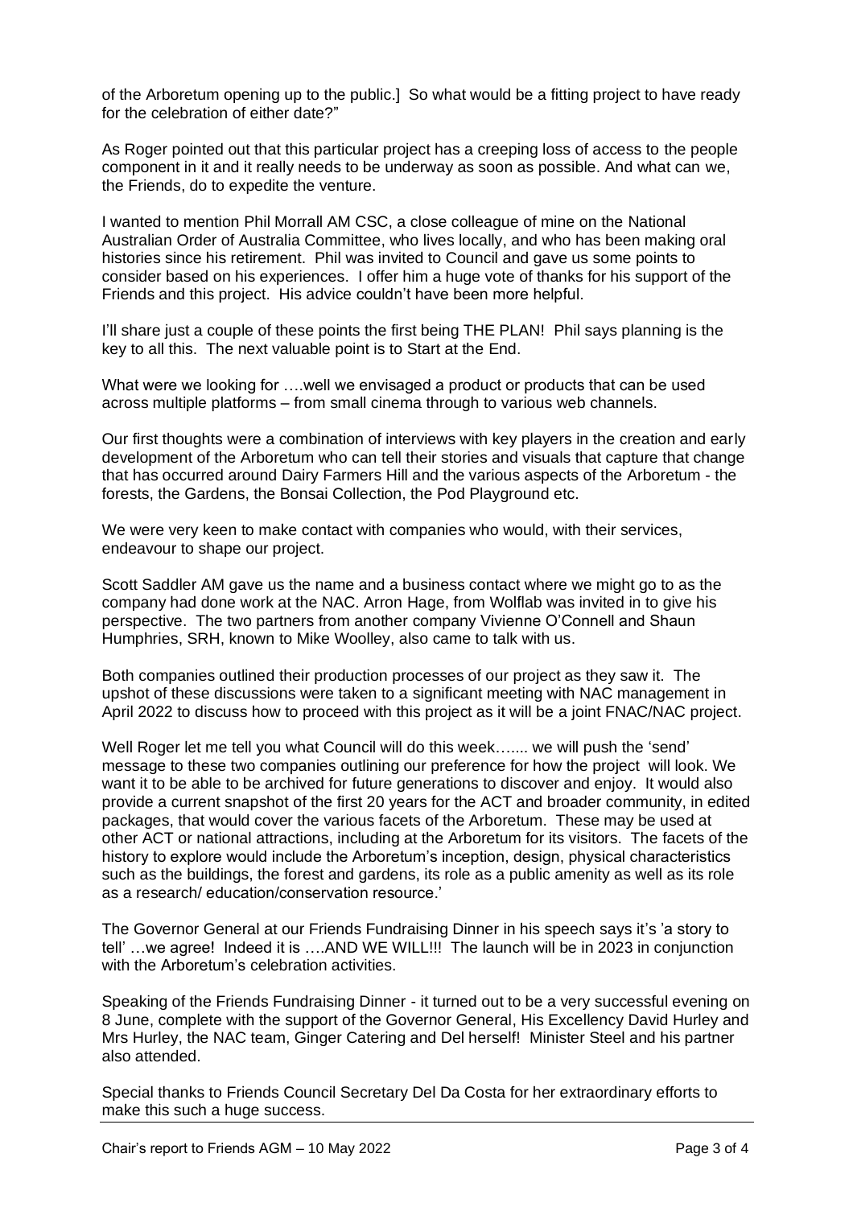of the Arboretum opening up to the public.] So what would be a fitting project to have ready for the celebration of either date?"

As Roger pointed out that this particular project has a creeping loss of access to the people component in it and it really needs to be underway as soon as possible. And what can we, the Friends, do to expedite the venture.

I wanted to mention Phil Morrall AM CSC, a close colleague of mine on the National Australian Order of Australia Committee, who lives locally, and who has been making oral histories since his retirement. Phil was invited to Council and gave us some points to consider based on his experiences. I offer him a huge vote of thanks for his support of the Friends and this project. His advice couldn't have been more helpful.

I'll share just a couple of these points the first being THE PLAN! Phil says planning is the key to all this. The next valuable point is to Start at the End.

What were we looking for ….well we envisaged a product or products that can be used across multiple platforms – from small cinema through to various web channels.

Our first thoughts were a combination of interviews with key players in the creation and early development of the Arboretum who can tell their stories and visuals that capture that change that has occurred around Dairy Farmers Hill and the various aspects of the Arboretum - the forests, the Gardens, the Bonsai Collection, the Pod Playground etc.

We were very keen to make contact with companies who would, with their services, endeavour to shape our project.

Scott Saddler AM gave us the name and a business contact where we might go to as the company had done work at the NAC. Arron Hage, from Wolflab was invited in to give his perspective. The two partners from another company Vivienne O'Connell and Shaun Humphries, SRH, known to Mike Woolley, also came to talk with us.

Both companies outlined their production processes of our project as they saw it. The upshot of these discussions were taken to a significant meeting with NAC management in April 2022 to discuss how to proceed with this project as it will be a joint FNAC/NAC project.

Well Roger let me tell you what Council will do this week…..... we will push the 'send' message to these two companies outlining our preference for how the project will look. We want it to be able to be archived for future generations to discover and enjoy. It would also provide a current snapshot of the first 20 years for the ACT and broader community, in edited packages, that would cover the various facets of the Arboretum. These may be used at other ACT or national attractions, including at the Arboretum for its visitors. The facets of the history to explore would include the Arboretum's inception, design, physical characteristics such as the buildings, the forest and gardens, its role as a public amenity as well as its role as a research/ education/conservation resource.'

The Governor General at our Friends Fundraising Dinner in his speech says it's 'a story to tell' …we agree! Indeed it is ….AND WE WILL!!! The launch will be in 2023 in conjunction with the Arboretum's celebration activities.

Speaking of the Friends Fundraising Dinner - it turned out to be a very successful evening on 8 June, complete with the support of the Governor General, His Excellency David Hurley and Mrs Hurley, the NAC team, Ginger Catering and Del herself! Minister Steel and his partner also attended.

Special thanks to Friends Council Secretary Del Da Costa for her extraordinary efforts to make this such a huge success.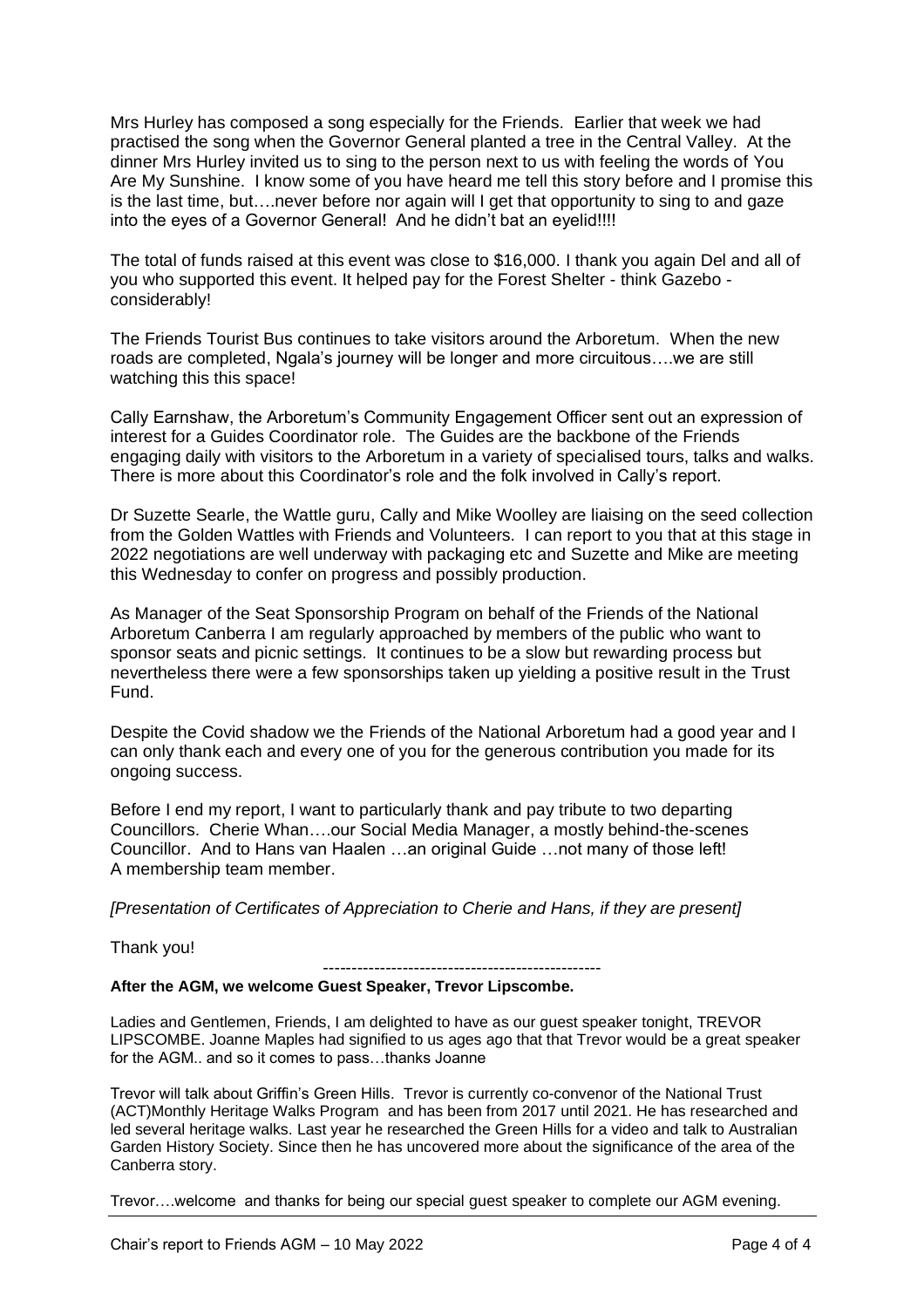Mrs Hurley has composed a song especially for the Friends. Earlier that week we had practised the song when the Governor General planted a tree in the Central Valley. At the dinner Mrs Hurley invited us to sing to the person next to us with feeling the words of You Are My Sunshine. I know some of you have heard me tell this story before and I promise this is the last time, but….never before nor again will I get that opportunity to sing to and gaze into the eyes of a Governor General! And he didn't bat an eyelid!!!!

The total of funds raised at this event was close to $16,000. I thank you again Del and all of you who supported this event. It helped pay for the Forest Shelter - think Gazebo - considerably!

The Friends Tourist Bus continues to take visitors around the Arboretum. When the new roads are completed, Ngala's journey will be longer and more circuitous….we are still watching this this space!

Cally Earnshaw, the Arboretum's Community Engagement Officer sent out an expression of interest for a Guides Coordinator role. The Guides are the backbone of the Friends engaging daily with visitors to the Arboretum in a variety of specialised tours, talks and walks. There is more about this Coordinator's role and the folk involved in Cally's report.

Dr Suzette Searle, the Wattle guru, Cally and Mike Woolley are liaising on the seed collection from the Golden Wattles with Friends and Volunteers. I can report to you that at this stage in 2022 negotiations are well underway with packaging etc and Suzette and Mike are meeting this Wednesday to confer on progress and possibly production.

As Manager of the Seat Sponsorship Program on behalf of the Friends of the National Arboretum Canberra I am regularly approached by members of the public who want to sponsor seats and picnic settings. It continues to be a slow but rewarding process but nevertheless there were a few sponsorships taken up yielding a positive result in the Trust Fund.

Despite the Covid shadow we the Friends of the National Arboretum had a good year and I can only thank each and every one of you for the generous contribution you made for its ongoing success.

Before I end my report, I want to particularly thank and pay tribute to two departing Councillors. Cherie Whan….our Social Media Manager, a mostly behind-the-scenes Councillor. And to Hans van Haalen …an original Guide …not many of those left! A membership team member.

*[Presentation of Certificates of Appreciation to Cherie and Hans, if they are present]*

Thank you!

---

**After the AGM, we welcome Guest Speaker, Trevor Lipscombe.**

Ladies and Gentlemen, Friends, I am delighted to have as our guest speaker tonight, TREVOR LIPSCOMBE. Joanne Maples had signified to us ages ago that that Trevor would be a great speaker for the AGM.. and so it comes to pass…thanks Joanne

Trevor will talk about Griffin's Green Hills. Trevor is currently co-convenor of the National Trust (ACT)Monthly Heritage Walks Program and has been from 2017 until 2021. He has researched and led several heritage walks. Last year he researched the Green Hills for a video and talk to Australian Garden History Society. Since then he has uncovered more about the significance of the area of the Canberra story.

Trevor….welcome and thanks for being our special guest speaker to complete our AGM evening.